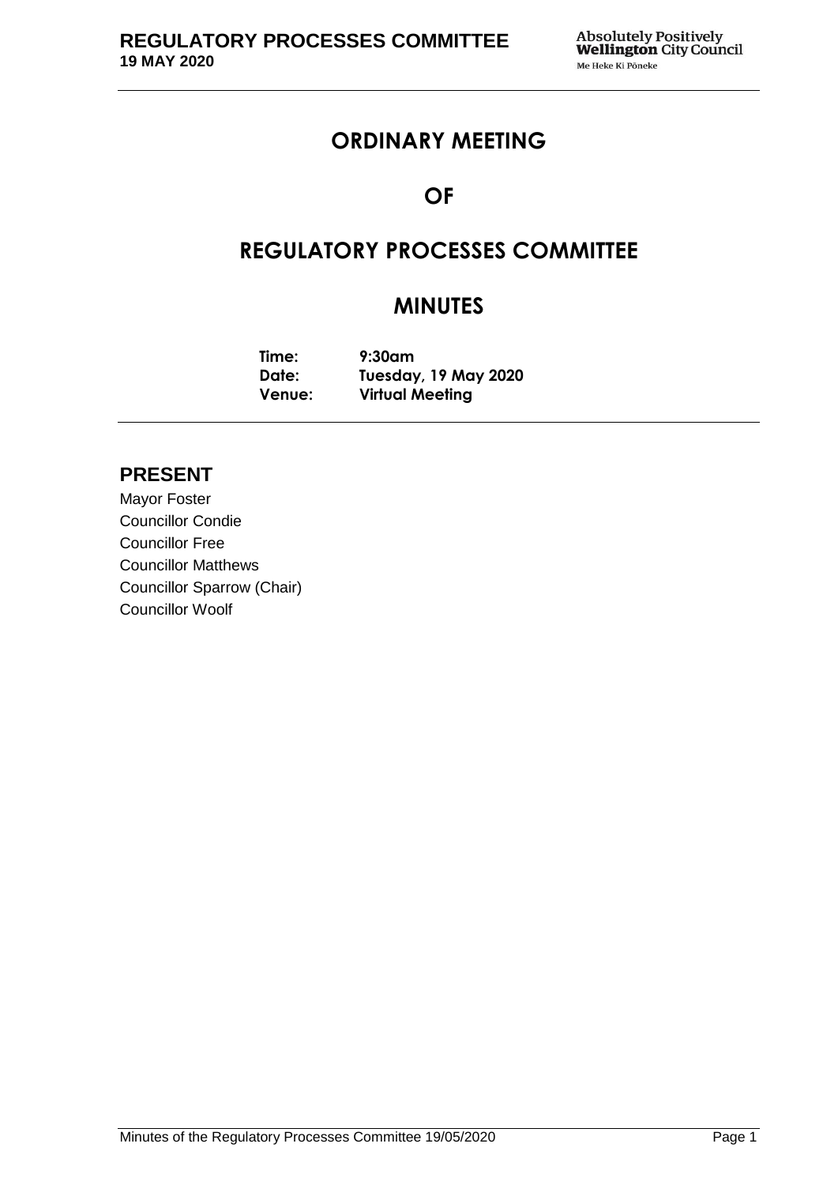# ORDINARY MEETING

# OF

# REGULATORY PROCESSES COMMITTEE

# MINUTES

**Time:** **9:30am**
**Date:** **Tuesday, 19 May 2020**
**Venue:** **Virtual Meeting**

## PRESENT

Mayor Foster
Councillor Condie
Councillor Free
Councillor Matthews
Councillor Sparrow (Chair)
Councillor Woolf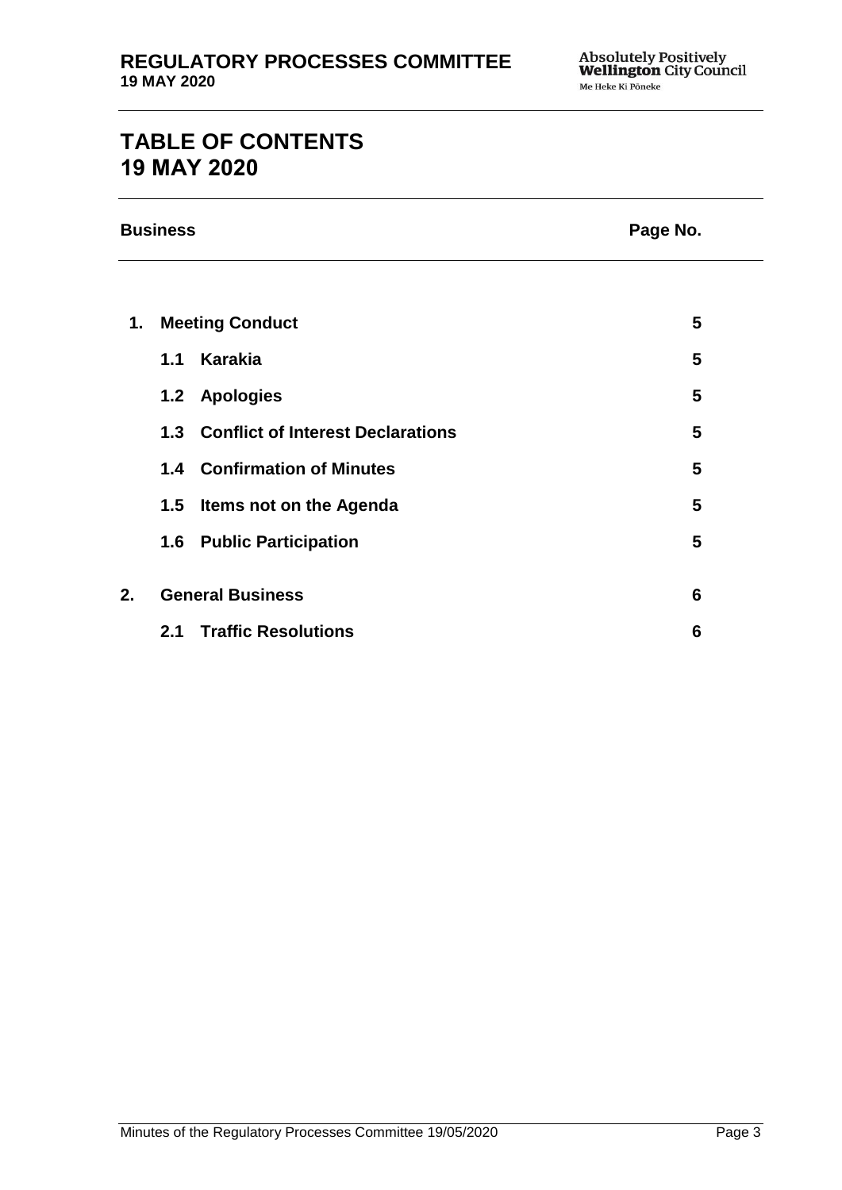# TABLE OF CONTENTS
# 19 MAY 2020

| Business | Page No. |
|---|---|
| **1. Meeting Conduct** | **5** |
| **1.1 Karakia** | **5** |
| **1.2 Apologies** | **5** |
| **1.3 Conflict of Interest Declarations** | **5** |
| **1.4 Confirmation of Minutes** | **5** |
| **1.5 Items not on the Agenda** | **5** |
| **1.6 Public Participation** | **5** |
| **2. General Business** | **6** |
| **2.1 Traffic Resolutions** | **6** |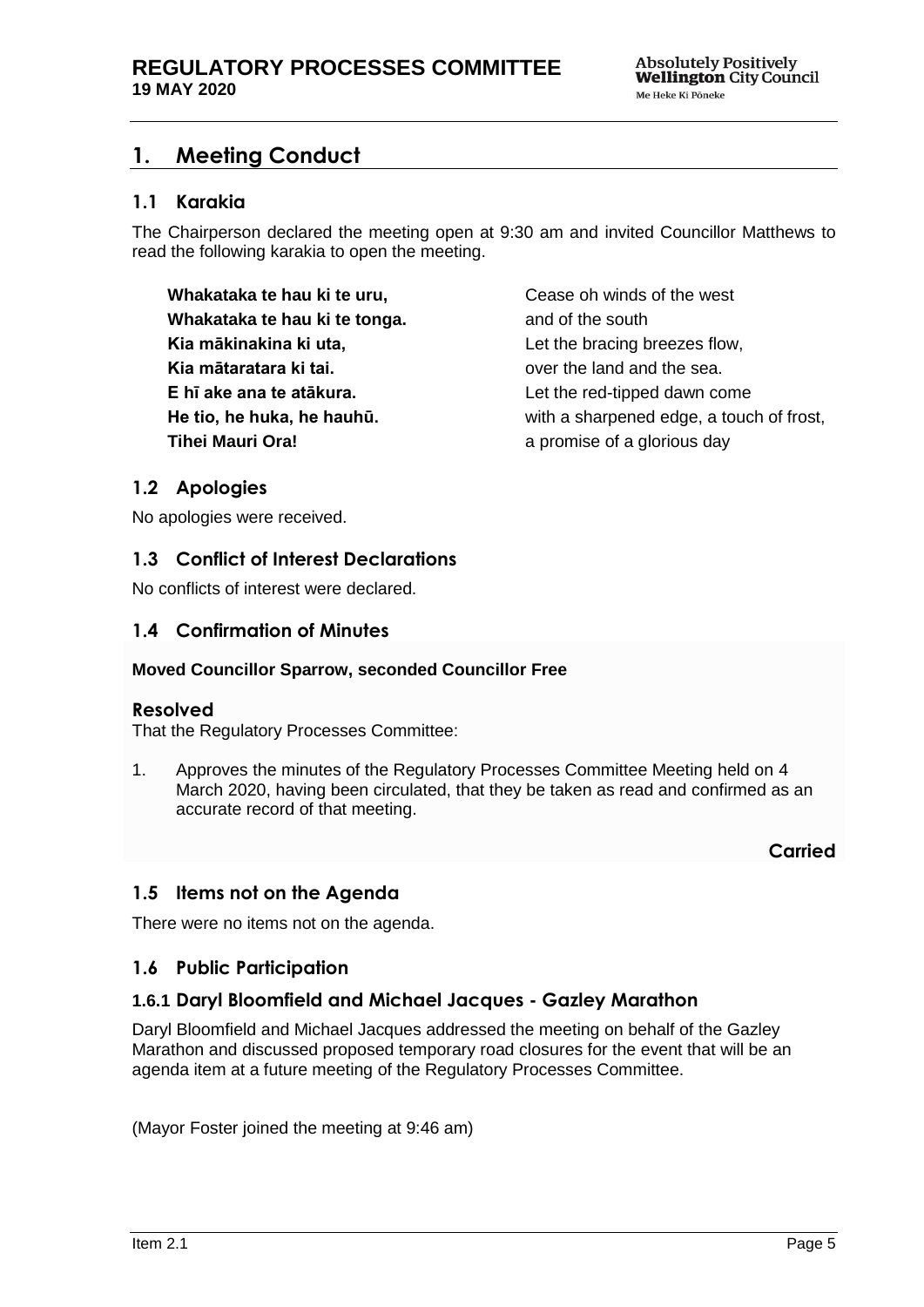## 1. Meeting Conduct

### 1.1 Karakia

The Chairperson declared the meeting open at 9:30 am and invited Councillor Matthews to read the following karakia to open the meeting.

| | |
|---|---|
| **Whakataka te hau ki te uru,** | Cease oh winds of the west |
| **Whakataka te hau ki te tonga.** | and of the south |
| **Kia mākinakina ki uta,** | Let the bracing breezes flow, |
| **Kia mātaratara ki tai.** | over the land and the sea. |
| **E hī ake ana te atākura.** | Let the red-tipped dawn come |
| **He tio, he huka, he hauhū.** | with a sharpened edge, a touch of frost, |
| **Tihei Mauri Ora!** | a promise of a glorious day |

### 1.2 Apologies

No apologies were received.

### 1.3 Conflict of Interest Declarations

No conflicts of interest were declared.

### 1.4 Confirmation of Minutes

**Moved Councillor Sparrow, seconded Councillor Free**

**Resolved**

That the Regulatory Processes Committee:

1. Approves the minutes of the Regulatory Processes Committee Meeting held on 4 March 2020, having been circulated, that they be taken as read and confirmed as an accurate record of that meeting.

**Carried**

### 1.5 Items not on the Agenda

There were no items not on the agenda.

### 1.6 Public Participation

#### 1.6.1 Daryl Bloomfield and Michael Jacques - Gazley Marathon

Daryl Bloomfield and Michael Jacques addressed the meeting on behalf of the Gazley Marathon and discussed proposed temporary road closures for the event that will be an agenda item at a future meeting of the Regulatory Processes Committee.

(Mayor Foster joined the meeting at 9:46 am)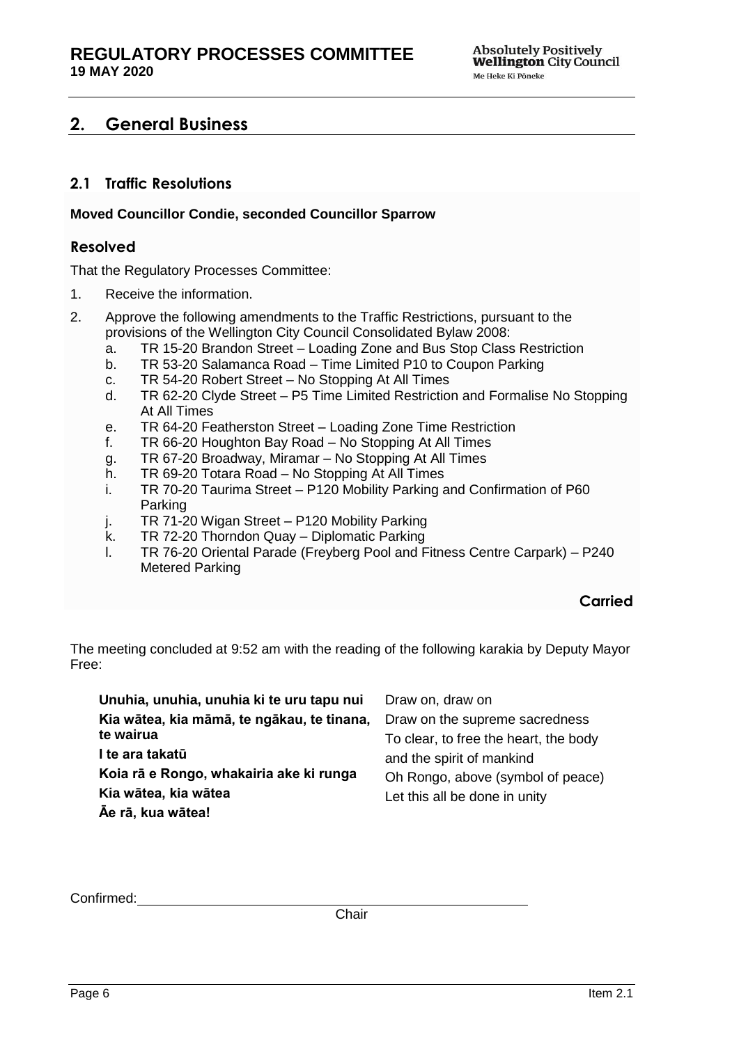## 2. General Business

### 2.1 Traffic Resolutions

**Moved Councillor Condie, seconded Councillor Sparrow**

#### Resolved

That the Regulatory Processes Committee:

1. Receive the information.
2. Approve the following amendments to the Traffic Restrictions, pursuant to the provisions of the Wellington City Council Consolidated Bylaw 2008:
   a. TR 15-20 Brandon Street – Loading Zone and Bus Stop Class Restriction
   b. TR 53-20 Salamanca Road – Time Limited P10 to Coupon Parking
   c. TR 54-20 Robert Street – No Stopping At All Times
   d. TR 62-20 Clyde Street – P5 Time Limited Restriction and Formalise No Stopping At All Times
   e. TR 64-20 Featherston Street – Loading Zone Time Restriction
   f. TR 66-20 Houghton Bay Road – No Stopping At All Times
   g. TR 67-20 Broadway, Miramar – No Stopping At All Times
   h. TR 69-20 Totara Road – No Stopping At All Times
   i. TR 70-20 Taurima Street – P120 Mobility Parking and Confirmation of P60 Parking
   j. TR 71-20 Wigan Street – P120 Mobility Parking
   k. TR 72-20 Thorndon Quay – Diplomatic Parking
   l. TR 76-20 Oriental Parade (Freyberg Pool and Fitness Centre Carpark) – P240 Metered Parking

**Carried**

The meeting concluded at 9:52 am with the reading of the following karakia by Deputy Mayor Free:

| | |
|---|---|
| **Unuhia, unuhia, unuhia ki te uru tapu nui** | Draw on, draw on |
| **Kia wātea, kia māmā, te ngākau, te tinana, te wairua** | Draw on the supreme sacredness |
| **I te ara takatū** | To clear, to free the heart, the body |
| **Koia rā e Rongo, whakairia ake ki runga** | and the spirit of mankind |
| **Kia wātea, kia wātea** | Oh Rongo, above (symbol of peace) |
| **Āe rā, kua wātea!** | Let this all be done in unity |

Confirmed: ______________________________

Chair